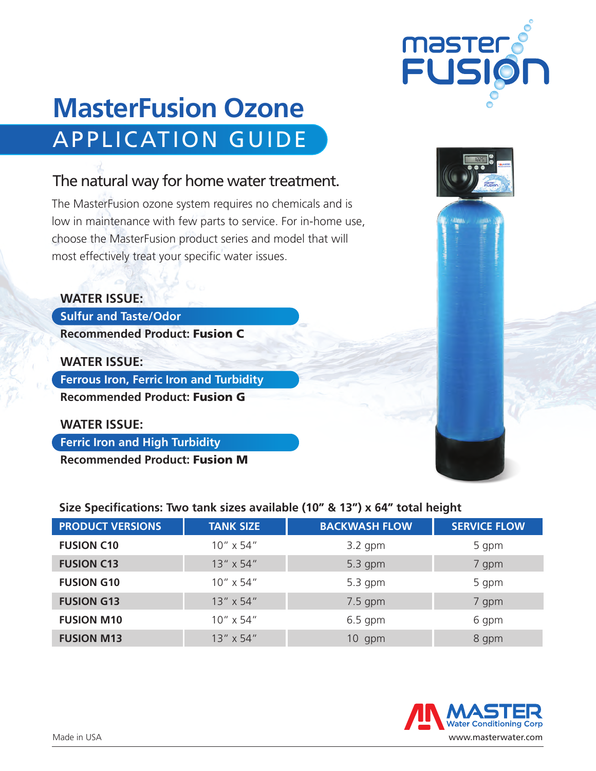# MasterFusion Ozone

## APPLICATION GUIDE

### The natural way for home water treatment.

The MasterFusion ozone system requires no chemicals and is low in maintenance with few parts to service. For in-home use, choose the MasterFusion product series and model that will most effectively treat your specific water issues.

**WATER ISSUE:**

**Sulfur and Taste/Odor**

**Recommended Product: Fusion C**

**WATER ISSUE:**

**Ferrous Iron, Ferric Iron and Turbidity**

**Recommended Product: Fusion G**

**WATER ISSUE:**

**Ferric Iron and High Turbidity**

**Recommended Product: Fusion M**

**Size Specifications: Two tank sizes available (10" & 13") x 64" total height**

| PRODUCT VERSIONS | TANK SIZE | BACKWASH FLOW | SERVICE FLOW |
|---|---|---|---|
| **FUSION C10** | 10" x 54" | 3.2 gpm | 5 gpm |
| **FUSION C13** | 13" x 54" | 5.3 gpm | 7 gpm |
| **FUSION G10** | 10" x 54" | 5.3 gpm | 5 gpm |
| **FUSION G13** | 13" x 54" | 7.5 gpm | 7 gpm |
| **FUSION M10** | 10" x 54" | 6.5 gpm | 6 gpm |
| **FUSION M13** | 13" x 54" | 10 gpm | 8 gpm |

MASTER Water Conditioning Corp

Made in USA

www.masterwater.com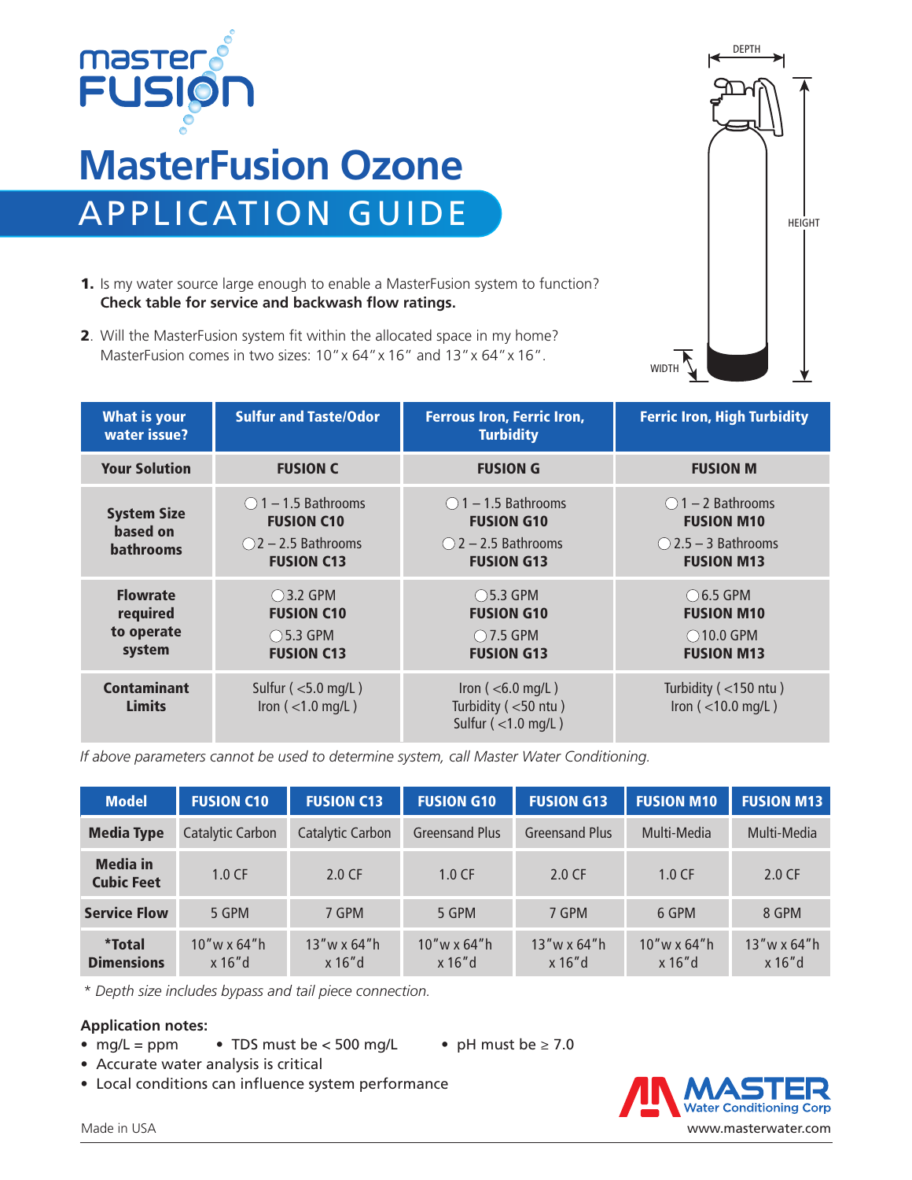masterFUSION

# MasterFusion Ozone

## APPLICATION GUIDE

DEPTH

HEIGHT

WIDTH

1. Is my water source large enough to enable a MasterFusion system to function? **Check table for service and backwash flow ratings.**

2. Will the MasterFusion system fit within the allocated space in my home? MasterFusion comes in two sizes: 10" x 64" x 16" and 13" x 64" x 16".

| What is your water issue? | Sulfur and Taste/Odor | Ferrous Iron, Ferric Iron, Turbidity | Ferric Iron, High Turbidity |
|---|---|---|---|
| **Your Solution** | **FUSION C** | **FUSION G** | **FUSION M** |
| **System Size based on bathrooms** | ◯ 1 – 1.5 Bathrooms **FUSION C10** ◯ 2 – 2.5 Bathrooms **FUSION C13** | ◯ 1 – 1.5 Bathrooms **FUSION G10** ◯ 2 – 2.5 Bathrooms **FUSION G13** | ◯ 1 – 2 Bathrooms **FUSION M10** ◯ 2.5 – 3 Bathrooms **FUSION M13** |
| **Flowrate required to operate system** | ◯ 3.2 GPM **FUSION C10** ◯ 5.3 GPM **FUSION C13** | ◯ 5.3 GPM **FUSION G10** ◯ 7.5 GPM **FUSION G13** | ◯ 6.5 GPM **FUSION M10** ◯ 10.0 GPM **FUSION M13** |
| **Contaminant Limits** | Sulfur ( <5.0 mg/L ) Iron ( <1.0 mg/L ) | Iron ( <6.0 mg/L ) Turbidity ( <50 ntu ) Sulfur ( <1.0 mg/L ) | Turbidity ( <150 ntu ) Iron ( <10.0 mg/L ) |

*If above parameters cannot be used to determine system, call Master Water Conditioning.*

| Model | FUSION C10 | FUSION C13 | FUSION G10 | FUSION G13 | FUSION M10 | FUSION M13 |
|---|---|---|---|---|---|---|
| **Media Type** | Catalytic Carbon | Catalytic Carbon | Greensand Plus | Greensand Plus | Multi-Media | Multi-Media |
| **Media in Cubic Feet** | 1.0 CF | 2.0 CF | 1.0 CF | 2.0 CF | 1.0 CF | 2.0 CF |
| **Service Flow** | 5 GPM | 7 GPM | 5 GPM | 7 GPM | 6 GPM | 8 GPM |
| **\*Total Dimensions** | 10"w x 64"h x 16"d | 13"w x 64"h x 16"d | 10"w x 64"h x 16"d | 13"w x 64"h x 16"d | 10"w x 64"h x 16"d | 13"w x 64"h x 16"d |

*\* Depth size includes bypass and tail piece connection.*

**Application notes:**

- mg/L = ppm
- TDS must be < 500 mg/L
- pH must be ≥ 7.0
- Accurate water analysis is critical
- Local conditions can influence system performance

MASTER Water Conditioning Corp

Made in USA

www.masterwater.com